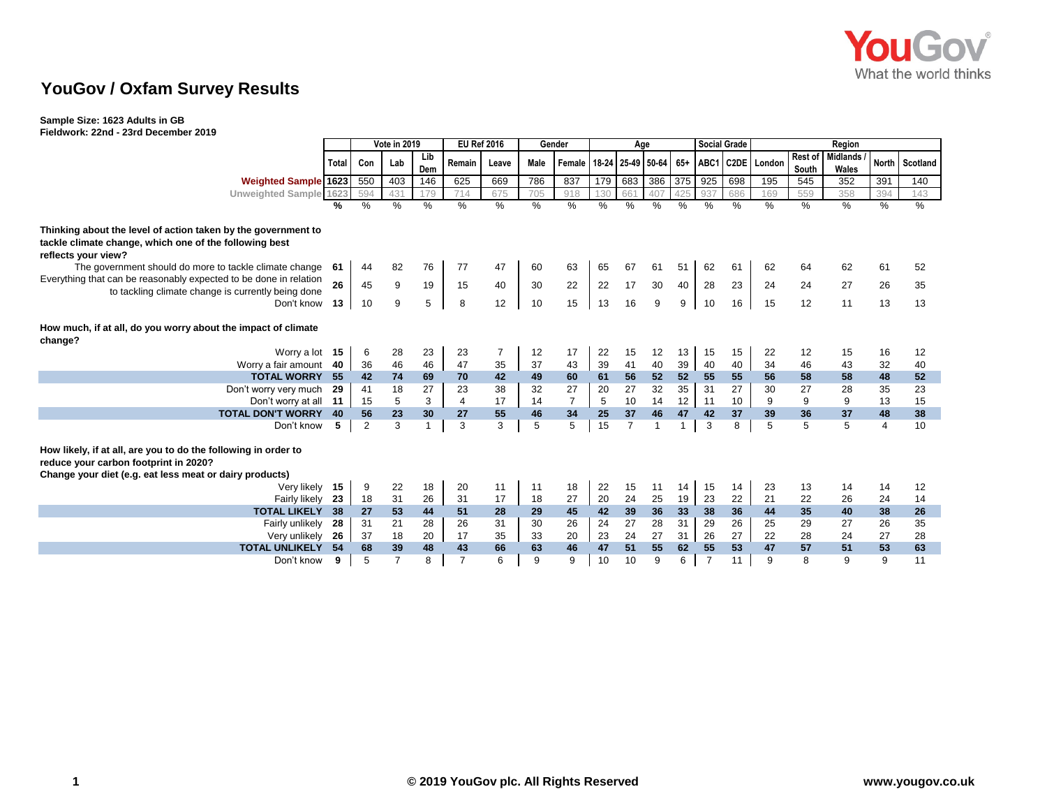# YouGov / Oxfam Survey Results

**Sample Size: 1623 Adults in GB**
**Fieldwork: 22nd - 23rd December 2019**

| | | Vote in 2019 | | | EU Ref 2016 | | Gender | | Age | | | | Social Grade | | Region | | | | |
|---|---|---|---|---|---|---|---|---|---|---|---|---|---|---|---|---|---|---|---|
| | Total | Con | Lab | Lib Dem | Remain | Leave | Male | Female | 18-24 | 25-49 | 50-64 | 65+ | ABC1 | C2DE | London | Rest of South | Midlands / Wales | North | Scotland |
| **Weighted Sample** | 1623 | 550 | 403 | 146 | 625 | 669 | 786 | 837 | 179 | 683 | 386 | 375 | 925 | 698 | 195 | 545 | 352 | 391 | 140 |
| Unweighted Sample | 1623 | 594 | 431 | 179 | 714 | 675 | 705 | 918 | 130 | 661 | 407 | 425 | 937 | 686 | 169 | 559 | 358 | 394 | 143 |
| | % | % | % | % | % | % | % | % | % | % | % | % | % | % | % | % | % | % | % |
| **Thinking about the level of action taken by the government to tackle climate change, which one of the following best reflects your view?** | | | | | | | | | | | | | | | | | | | |
| The government should do more to tackle climate change | 61 | 44 | 82 | 76 | 77 | 47 | 60 | 63 | 65 | 67 | 61 | 51 | 62 | 61 | 62 | 64 | 62 | 61 | 52 |
| Everything that can be reasonably expected to be done in relation to tackling climate change is currently being done | 26 | 45 | 9 | 19 | 15 | 40 | 30 | 22 | 22 | 17 | 30 | 40 | 28 | 23 | 24 | 24 | 27 | 26 | 35 |
| Don't know | 13 | 10 | 9 | 5 | 8 | 12 | 10 | 15 | 13 | 16 | 9 | 9 | 10 | 16 | 15 | 12 | 11 | 13 | 13 |
| **How much, if at all, do you worry about the impact of climate change?** | | | | | | | | | | | | | | | | | | | |
| Worry a lot | 15 | 6 | 28 | 23 | 23 | 7 | 12 | 17 | 22 | 15 | 12 | 13 | 15 | 15 | 22 | 12 | 15 | 16 | 12 |
| Worry a fair amount | 40 | 36 | 46 | 46 | 47 | 35 | 37 | 43 | 39 | 41 | 40 | 39 | 40 | 40 | 34 | 46 | 43 | 32 | 40 |
| **TOTAL WORRY** | **55** | **42** | **74** | **69** | **70** | **42** | **49** | **60** | **61** | **56** | **52** | **52** | **55** | **55** | **56** | **58** | **58** | **48** | **52** |
| Don't worry very much | 29 | 41 | 18 | 27 | 23 | 38 | 32 | 27 | 20 | 27 | 32 | 35 | 31 | 27 | 30 | 27 | 28 | 35 | 23 |
| Don't worry at all | 11 | 15 | 5 | 3 | 4 | 17 | 14 | 7 | 5 | 10 | 14 | 12 | 11 | 10 | 9 | 9 | 9 | 13 | 15 |
| **TOTAL DON'T WORRY** | **40** | **56** | **23** | **30** | **27** | **55** | **46** | **34** | **25** | **37** | **46** | **47** | **42** | **37** | **39** | **36** | **37** | **48** | **38** |
| Don't know | 5 | 2 | 3 | 1 | 3 | 3 | 5 | 5 | 15 | 7 | 1 | 1 | 3 | 8 | 5 | 5 | 5 | 4 | 10 |
| **How likely, if at all, are you to do the following in order to reduce your carbon footprint in 2020? Change your diet (e.g. eat less meat or dairy products)** | | | | | | | | | | | | | | | | | | | |
| Very likely | 15 | 9 | 22 | 18 | 20 | 11 | 11 | 18 | 22 | 15 | 11 | 14 | 15 | 14 | 23 | 13 | 14 | 14 | 12 |
| Fairly likely | 23 | 18 | 31 | 26 | 31 | 17 | 18 | 27 | 20 | 24 | 25 | 19 | 23 | 22 | 21 | 22 | 26 | 24 | 14 |
| **TOTAL LIKELY** | **38** | **27** | **53** | **44** | **51** | **28** | **29** | **45** | **42** | **39** | **36** | **33** | **38** | **36** | **44** | **35** | **40** | **38** | **26** |
| Fairly unlikely | 28 | 31 | 21 | 28 | 26 | 31 | 30 | 26 | 24 | 27 | 28 | 31 | 29 | 26 | 25 | 29 | 27 | 26 | 35 |
| Very unlikely | 26 | 37 | 18 | 20 | 17 | 35 | 33 | 20 | 23 | 24 | 27 | 31 | 26 | 27 | 22 | 28 | 24 | 27 | 28 |
| **TOTAL UNLIKELY** | **54** | **68** | **39** | **48** | **43** | **66** | **63** | **46** | **47** | **51** | **55** | **62** | **55** | **53** | **47** | **57** | **51** | **53** | **63** |
| Don't know | 9 | 5 | 7 | 8 | 7 | 6 | 9 | 9 | 10 | 10 | 9 | 6 | 7 | 11 | 9 | 8 | 9 | 9 | 11 |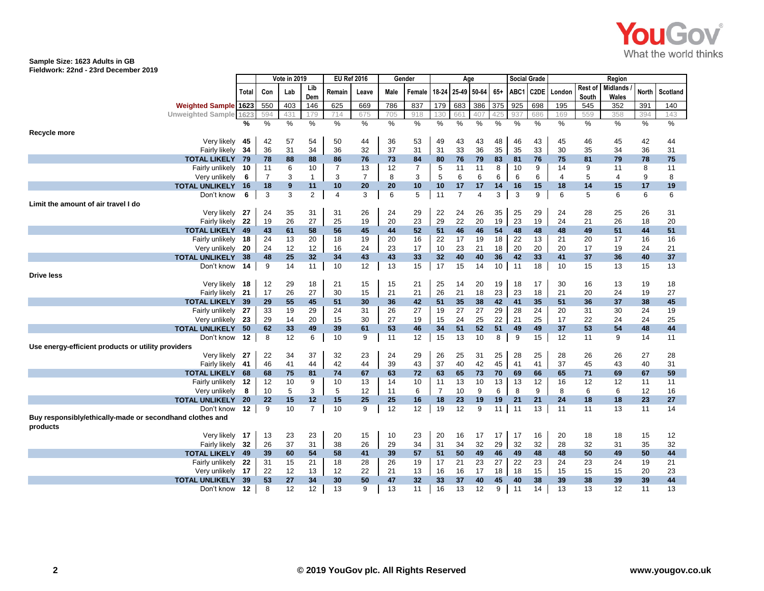Sample Size: 1623 Adults in GB
Fieldwork: 22nd - 23rd December 2019

| | Total | Vote in 2019 | | | EU Ref 2016 | | Gender | | Age | | | | Social Grade | | Region | | | | |
|---|---|---|---|---|---|---|---|---|---|---|---|---|---|---|---|---|---|---|---|
| | | Con | Lab | Lib Dem | Remain | Leave | Male | Female | 18-24 | 25-49 | 50-64 | 65+ | ABC1 | C2DE | London | Rest of South | Midlands / Wales | North | Scotland |
| Weighted Sample | 1623 | 550 | 403 | 146 | 625 | 669 | 786 | 837 | 179 | 683 | 386 | 375 | 925 | 698 | 195 | 545 | 352 | 391 | 140 |
| Unweighted Sample | 1623 | 594 | 431 | 179 | 714 | 675 | 705 | 918 | 130 | 661 | 407 | 425 | 937 | 686 | 169 | 559 | 358 | 394 | 143 |
| | % | % | % | % | % | % | % | % | % | % | % | % | % | % | % | % | % | % | % |
| **Recycle more** | | | | | | | | | | | | | | | | | | | |
| Very likely | 45 | 42 | 57 | 54 | 50 | 44 | 36 | 53 | 49 | 43 | 43 | 48 | 46 | 43 | 45 | 46 | 45 | 42 | 44 |
| Fairly likely | 34 | 36 | 31 | 34 | 36 | 32 | 37 | 31 | 31 | 33 | 36 | 35 | 35 | 33 | 30 | 35 | 34 | 36 | 31 |
| **TOTAL LIKELY** | **79** | **78** | **88** | **88** | **86** | **76** | **73** | **84** | **80** | **76** | **79** | **83** | **81** | **76** | **75** | **81** | **79** | **78** | **75** |
| Fairly unlikely | 10 | 11 | 6 | 10 | 7 | 13 | 12 | 7 | 5 | 11 | 11 | 8 | 10 | 9 | 14 | 9 | 11 | 8 | 11 |
| Very unlikely | 6 | 7 | 3 | 1 | 3 | 7 | 8 | 3 | 5 | 6 | 6 | 6 | 6 | 6 | 4 | 5 | 4 | 9 | 8 |
| **TOTAL UNLIKELY** | **16** | **18** | **9** | **11** | **10** | **20** | **20** | **10** | **10** | **17** | **17** | **14** | **16** | **15** | **18** | **14** | **15** | **17** | **19** |
| Don't know | 6 | 3 | 3 | 2 | 4 | 3 | 6 | 5 | 11 | 7 | 4 | 3 | 3 | 9 | 6 | 5 | 6 | 6 | 6 |
| **Limit the amount of air travel I do** | | | | | | | | | | | | | | | | | | | |
| Very likely | 27 | 24 | 35 | 31 | 31 | 26 | 24 | 29 | 22 | 24 | 26 | 35 | 25 | 29 | 24 | 28 | 25 | 26 | 31 |
| Fairly likely | 22 | 19 | 26 | 27 | 25 | 19 | 20 | 23 | 29 | 22 | 20 | 19 | 23 | 19 | 24 | 21 | 26 | 18 | 20 |
| **TOTAL LIKELY** | **49** | **43** | **61** | **58** | **56** | **45** | **44** | **52** | **51** | **46** | **46** | **54** | **48** | **48** | **48** | **49** | **51** | **44** | **51** |
| Fairly unlikely | 18 | 24 | 13 | 20 | 18 | 19 | 20 | 16 | 22 | 17 | 19 | 18 | 22 | 13 | 21 | 20 | 17 | 16 | 16 |
| Very unlikely | 20 | 24 | 12 | 12 | 16 | 24 | 23 | 17 | 10 | 23 | 21 | 18 | 20 | 20 | 20 | 17 | 19 | 24 | 21 |
| **TOTAL UNLIKELY** | **38** | **48** | **25** | **32** | **34** | **43** | **43** | **33** | **32** | **40** | **40** | **36** | **42** | **33** | **41** | **37** | **36** | **40** | **37** |
| Don't know | 14 | 9 | 14 | 11 | 10 | 12 | 13 | 15 | 17 | 15 | 14 | 10 | 11 | 18 | 10 | 15 | 13 | 15 | 13 |
| **Drive less** | | | | | | | | | | | | | | | | | | | |
| Very likely | 18 | 12 | 29 | 18 | 21 | 15 | 15 | 21 | 25 | 14 | 20 | 19 | 18 | 17 | 30 | 16 | 13 | 19 | 18 |
| Fairly likely | 21 | 17 | 26 | 27 | 30 | 15 | 21 | 21 | 26 | 21 | 18 | 23 | 23 | 18 | 21 | 20 | 24 | 19 | 27 |
| **TOTAL LIKELY** | **39** | **29** | **55** | **45** | **51** | **30** | **36** | **42** | **51** | **35** | **38** | **42** | **41** | **35** | **51** | **36** | **37** | **38** | **45** |
| Fairly unlikely | 27 | 33 | 19 | 29 | 24 | 31 | 26 | 27 | 19 | 27 | 27 | 29 | 28 | 24 | 20 | 31 | 30 | 24 | 19 |
| Very unlikely | 23 | 29 | 14 | 20 | 15 | 30 | 27 | 19 | 15 | 24 | 25 | 22 | 21 | 25 | 17 | 22 | 24 | 24 | 25 |
| **TOTAL UNLIKELY** | **50** | **62** | **33** | **49** | **39** | **61** | **53** | **46** | **34** | **51** | **52** | **51** | **49** | **49** | **37** | **53** | **54** | **48** | **44** |
| Don't know | 12 | 8 | 12 | 6 | 10 | 9 | 11 | 12 | 15 | 13 | 10 | 8 | 9 | 15 | 12 | 11 | 9 | 14 | 11 |
| **Use energy-efficient products or utility providers** | | | | | | | | | | | | | | | | | | | |
| Very likely | 27 | 22 | 34 | 37 | 32 | 23 | 24 | 29 | 26 | 25 | 31 | 25 | 28 | 25 | 28 | 26 | 26 | 27 | 28 |
| Fairly likely | 41 | 46 | 41 | 44 | 42 | 44 | 39 | 43 | 37 | 40 | 42 | 45 | 41 | 41 | 37 | 45 | 43 | 40 | 31 |
| **TOTAL LIKELY** | **68** | **68** | **75** | **81** | **74** | **67** | **63** | **72** | **63** | **65** | **73** | **70** | **69** | **66** | **65** | **71** | **69** | **67** | **59** |
| Fairly unlikely | 12 | 12 | 10 | 9 | 10 | 13 | 14 | 10 | 11 | 13 | 10 | 13 | 13 | 12 | 16 | 12 | 12 | 11 | 11 |
| Very unlikely | 8 | 10 | 5 | 3 | 5 | 12 | 11 | 6 | 7 | 10 | 9 | 6 | 8 | 9 | 8 | 6 | 6 | 12 | 16 |
| **TOTAL UNLIKELY** | **20** | **22** | **15** | **12** | **15** | **25** | **25** | **16** | **18** | **23** | **19** | **19** | **21** | **21** | **24** | **18** | **18** | **23** | **27** |
| Don't know | 12 | 9 | 10 | 7 | 10 | 9 | 12 | 12 | 19 | 12 | 9 | 11 | 11 | 13 | 11 | 11 | 13 | 11 | 14 |
| **Buy responsibly/ethically-made or secondhand clothes and products** | | | | | | | | | | | | | | | | | | | |
| Very likely | 17 | 13 | 23 | 23 | 20 | 15 | 10 | 23 | 20 | 16 | 17 | 17 | 17 | 16 | 20 | 18 | 18 | 15 | 12 |
| Fairly likely | 32 | 26 | 37 | 31 | 38 | 26 | 29 | 34 | 31 | 34 | 32 | 29 | 32 | 32 | 28 | 32 | 31 | 35 | 32 |
| **TOTAL LIKELY** | **49** | **39** | **60** | **54** | **58** | **41** | **39** | **57** | **51** | **50** | **49** | **46** | **49** | **48** | **48** | **50** | **49** | **50** | **44** |
| Fairly unlikely | 22 | 31 | 15 | 21 | 18 | 28 | 26 | 19 | 17 | 21 | 23 | 27 | 22 | 23 | 24 | 23 | 24 | 19 | 21 |
| Very unlikely | 17 | 22 | 12 | 13 | 12 | 22 | 21 | 13 | 16 | 16 | 17 | 18 | 18 | 15 | 15 | 15 | 15 | 20 | 23 |
| **TOTAL UNLIKELY** | **39** | **53** | **27** | **34** | **30** | **50** | **47** | **32** | **33** | **37** | **40** | **45** | **40** | **38** | **39** | **38** | **39** | **39** | **44** |
| Don't know | 12 | 8 | 12 | 12 | 13 | 9 | 13 | 11 | 16 | 13 | 12 | 9 | 11 | 14 | 13 | 13 | 12 | 11 | 13 |

© 2019 YouGov plc. All Rights Reserved www.yougov.co.uk